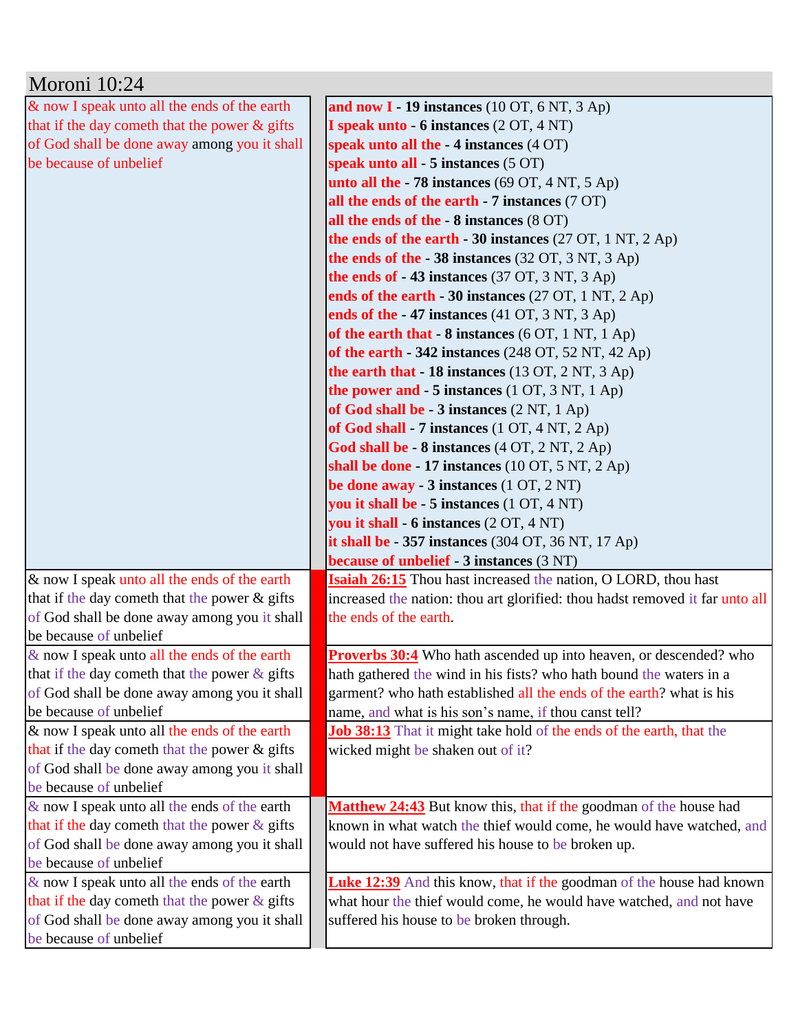# Moroni 10:24

| | |
|---|---|
| & now I speak unto all the ends of the earth that if the day cometh that the power & gifts of God shall be done away among you it shall be because of unbelief | **and now I** - **19 instances** (10 OT, 6 NT, 3 Ap)<br>**I speak unto** - **6 instances** (2 OT, 4 NT)<br>**speak unto all the** - **4 instances** (4 OT)<br>**speak unto all** - **5 instances** (5 OT)<br>**unto all the** - **78 instances** (69 OT, 4 NT, 5 Ap)<br>**all the ends of the earth** - **7 instances** (7 OT)<br>**all the ends of the** - **8 instances** (8 OT)<br>**the ends of the earth** - **30 instances** (27 OT, 1 NT, 2 Ap)<br>**the ends of the** - **38 instances** (32 OT, 3 NT, 3 Ap)<br>**the ends of** - **43 instances** (37 OT, 3 NT, 3 Ap)<br>**ends of the earth** - **30 instances** (27 OT, 1 NT, 2 Ap)<br>**ends of the** - **47 instances** (41 OT, 3 NT, 3 Ap)<br>**of the earth that** - **8 instances** (6 OT, 1 NT, 1 Ap)<br>**of the earth** - **342 instances** (248 OT, 52 NT, 42 Ap)<br>**the earth that** - **18 instances** (13 OT, 2 NT, 3 Ap)<br>**the power and** - **5 instances** (1 OT, 3 NT, 1 Ap)<br>**of God shall be** - **3 instances** (2 NT, 1 Ap)<br>**of God shall** - **7 instances** (1 OT, 4 NT, 2 Ap)<br>**God shall be** - **8 instances** (4 OT, 2 NT, 2 Ap)<br>**shall be done** - **17 instances** (10 OT, 5 NT, 2 Ap)<br>**be done away** - **3 instances** (1 OT, 2 NT)<br>**you it shall be** - **5 instances** (1 OT, 4 NT)<br>**you it shall** - **6 instances** (2 OT, 4 NT)<br>**it shall be** - **357 instances** (304 OT, 36 NT, 17 Ap)<br>**because of unbelief** - **3 instances** (3 NT) |
| & now I speak unto all the ends of the earth that if the day cometh that the power & gifts of God shall be done away among you it shall be because of unbelief | **Isaiah 26:15** Thou hast increased the nation, O LORD, thou hast increased the nation: thou art glorified: thou hadst removed it far unto all the ends of the earth. |
| & now I speak unto all the ends of the earth that if the day cometh that the power & gifts of God shall be done away among you it shall be because of unbelief | **Proverbs 30:4** Who hath ascended up into heaven, or descended? who hath gathered the wind in his fists? who hath bound the waters in a garment? who hath established all the ends of the earth? what is his name, and what is his son's name, if thou canst tell? |
| & now I speak unto all the ends of the earth that if the day cometh that the power & gifts of God shall be done away among you it shall be because of unbelief | **Job 38:13** That it might take hold of the ends of the earth, that the wicked might be shaken out of it? |
| & now I speak unto all the ends of the earth that if the day cometh that the power & gifts of God shall be done away among you it shall be because of unbelief | **Matthew 24:43** But know this, that if the goodman of the house had known in what watch the thief would come, he would have watched, and would not have suffered his house to be broken up. |
| & now I speak unto all the ends of the earth that if the day cometh that the power & gifts of God shall be done away among you it shall be because of unbelief | **Luke 12:39** And this know, that if the goodman of the house had known what hour the thief would come, he would have watched, and not have suffered his house to be broken through. |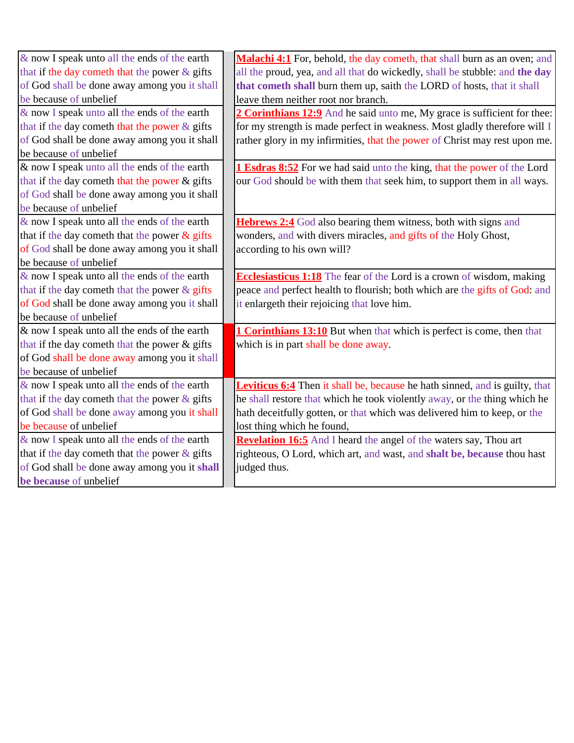| | | |
|---|---|---|
| & now I speak unto all the ends of the earth that if the day cometh that the power & gifts of God shall be done away among you it shall be because of unbelief | | **Malachi 4:1** For, behold, the day cometh, that shall burn as an oven; and all the proud, yea, and all that do wickedly, shall be stubble: and **the day that cometh shall** burn them up, saith the LORD of hosts, that it shall leave them neither root nor branch. |
| & now I speak unto all the ends of the earth that if the day cometh that the power & gifts of God shall be done away among you it shall be because of unbelief | | **2 Corinthians 12:9** And he said unto me, My grace is sufficient for thee: for my strength is made perfect in weakness. Most gladly therefore will I rather glory in my infirmities, that the power of Christ may rest upon me. |
| & now I speak unto all the ends of the earth that if the day cometh that the power & gifts of God shall be done away among you it shall be because of unbelief | | **1 Esdras 8:52** For we had said unto the king, that the power of the Lord our God should be with them that seek him, to support them in all ways. |
| & now I speak unto all the ends of the earth that if the day cometh that the power & gifts of God shall be done away among you it shall be because of unbelief | | **Hebrews 2:4** God also bearing them witness, both with signs and wonders, and with divers miracles, and gifts of the Holy Ghost, according to his own will? |
| & now I speak unto all the ends of the earth that if the day cometh that the power & gifts of God shall be done away among you it shall be because of unbelief | | **Ecclesiasticus 1:18** The fear of the Lord is a crown of wisdom, making peace and perfect health to flourish; both which are the gifts of God: and it enlargeth their rejoicing that love him. |
| & now I speak unto all the ends of the earth that if the day cometh that the power & gifts of God shall be done away among you it shall be because of unbelief | | **1 Corinthians 13:10** But when that which is perfect is come, then that which is in part shall be done away. |
| & now I speak unto all the ends of the earth that if the day cometh that the power & gifts of God shall be done away among you it shall be because of unbelief | | **Leviticus 6:4** Then it shall be, because he hath sinned, and is guilty, that he shall restore that which he took violently away, or the thing which he hath deceitfully gotten, or that which was delivered him to keep, or the lost thing which he found, |
| & now I speak unto all the ends of the earth that if the day cometh that the power & gifts of God shall be done away among you it **shall be because** of unbelief | | **Revelation 16:5** And I heard the angel of the waters say, Thou art righteous, O Lord, which art, and wast, and **shalt be, because** thou hast judged thus. |